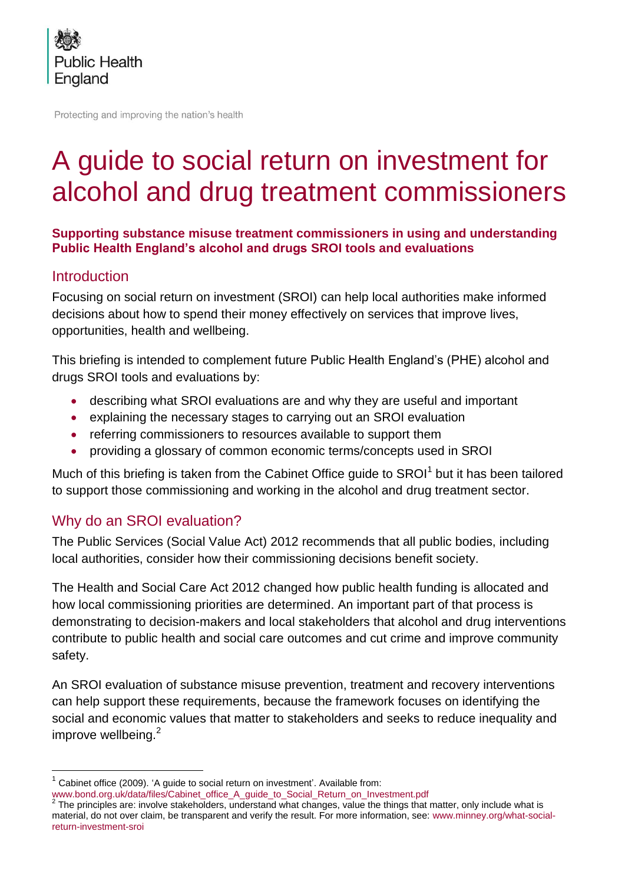Public Health England

Protecting and improving the nation's health

# A guide to social return on investment for alcohol and drug treatment commissioners

**Supporting substance misuse treatment commissioners in using and understanding Public Health England's alcohol and drugs SROI tools and evaluations**

## Introduction

Focusing on social return on investment (SROI) can help local authorities make informed decisions about how to spend their money effectively on services that improve lives, opportunities, health and wellbeing.

This briefing is intended to complement future Public Health England's (PHE) alcohol and drugs SROI tools and evaluations by:

- describing what SROI evaluations are and why they are useful and important
- explaining the necessary stages to carrying out an SROI evaluation
- referring commissioners to resources available to support them
- providing a glossary of common economic terms/concepts used in SROI

Much of this briefing is taken from the Cabinet Office guide to SROI[1] but it has been tailored to support those commissioning and working in the alcohol and drug treatment sector.

## Why do an SROI evaluation?

The Public Services (Social Value Act) 2012 recommends that all public bodies, including local authorities, consider how their commissioning decisions benefit society.

The Health and Social Care Act 2012 changed how public health funding is allocated and how local commissioning priorities are determined. An important part of that process is demonstrating to decision-makers and local stakeholders that alcohol and drug interventions contribute to public health and social care outcomes and cut crime and improve community safety.

An SROI evaluation of substance misuse prevention, treatment and recovery interventions can help support these requirements, because the framework focuses on identifying the social and economic values that matter to stakeholders and seeks to reduce inequality and improve wellbeing.[2]

---

[1] Cabinet office (2009). 'A guide to social return on investment'. Available from: www.bond.org.uk/data/files/Cabinet_office_A_guide_to_Social_Return_on_Investment.pdf

[2] The principles are: involve stakeholders, understand what changes, value the things that matter, only include what is material, do not over claim, be transparent and verify the result. For more information, see: www.minney.org/what-social-return-investment-sroi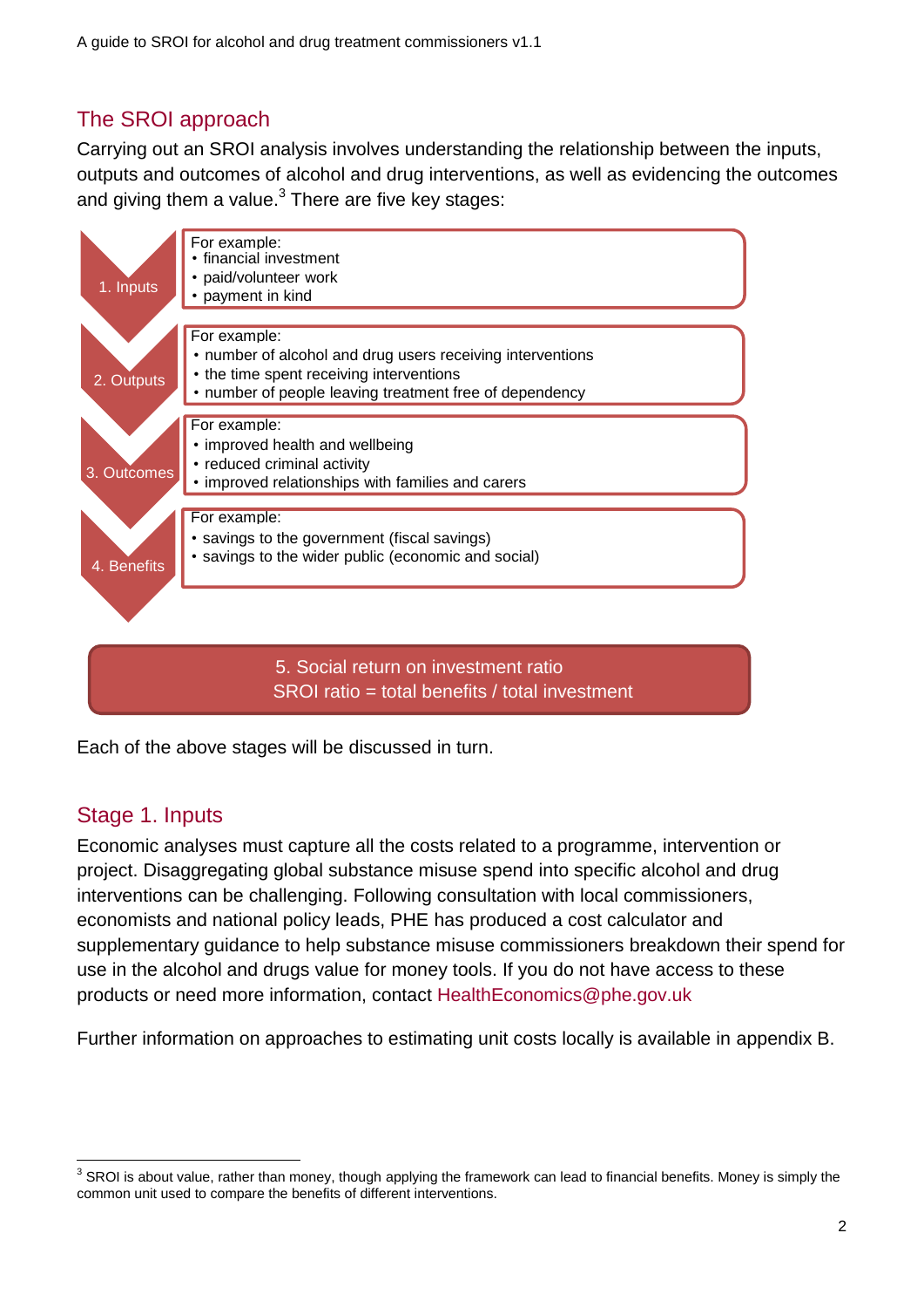## The SROI approach

Carrying out an SROI analysis involves understanding the relationship between the inputs, outputs and outcomes of alcohol and drug interventions, as well as evidencing the outcomes and giving them a value.[3] There are five key stages:

**1. Inputs**

For example:
- financial investment
- paid/volunteer work
- payment in kind

**2. Outputs**

For example:
- number of alcohol and drug users receiving interventions
- the time spent receiving interventions
- number of people leaving treatment free of dependency

**3. Outcomes**

For example:
- improved health and wellbeing
- reduced criminal activity
- improved relationships with families and carers

**4. Benefits**

For example:
- savings to the government (fiscal savings)
- savings to the wider public (economic and social)

**5. Social return on investment ratio**

SROI ratio = total benefits / total investment

Each of the above stages will be discussed in turn.

## Stage 1. Inputs

Economic analyses must capture all the costs related to a programme, intervention or project. Disaggregating global substance misuse spend into specific alcohol and drug interventions can be challenging. Following consultation with local commissioners, economists and national policy leads, PHE has produced a cost calculator and supplementary guidance to help substance misuse commissioners breakdown their spend for use in the alcohol and drugs value for money tools. If you do not have access to these products or need more information, contact HealthEconomics@phe.gov.uk

Further information on approaches to estimating unit costs locally is available in appendix B.

---

[3] SROI is about value, rather than money, though applying the framework can lead to financial benefits. Money is simply the common unit used to compare the benefits of different interventions.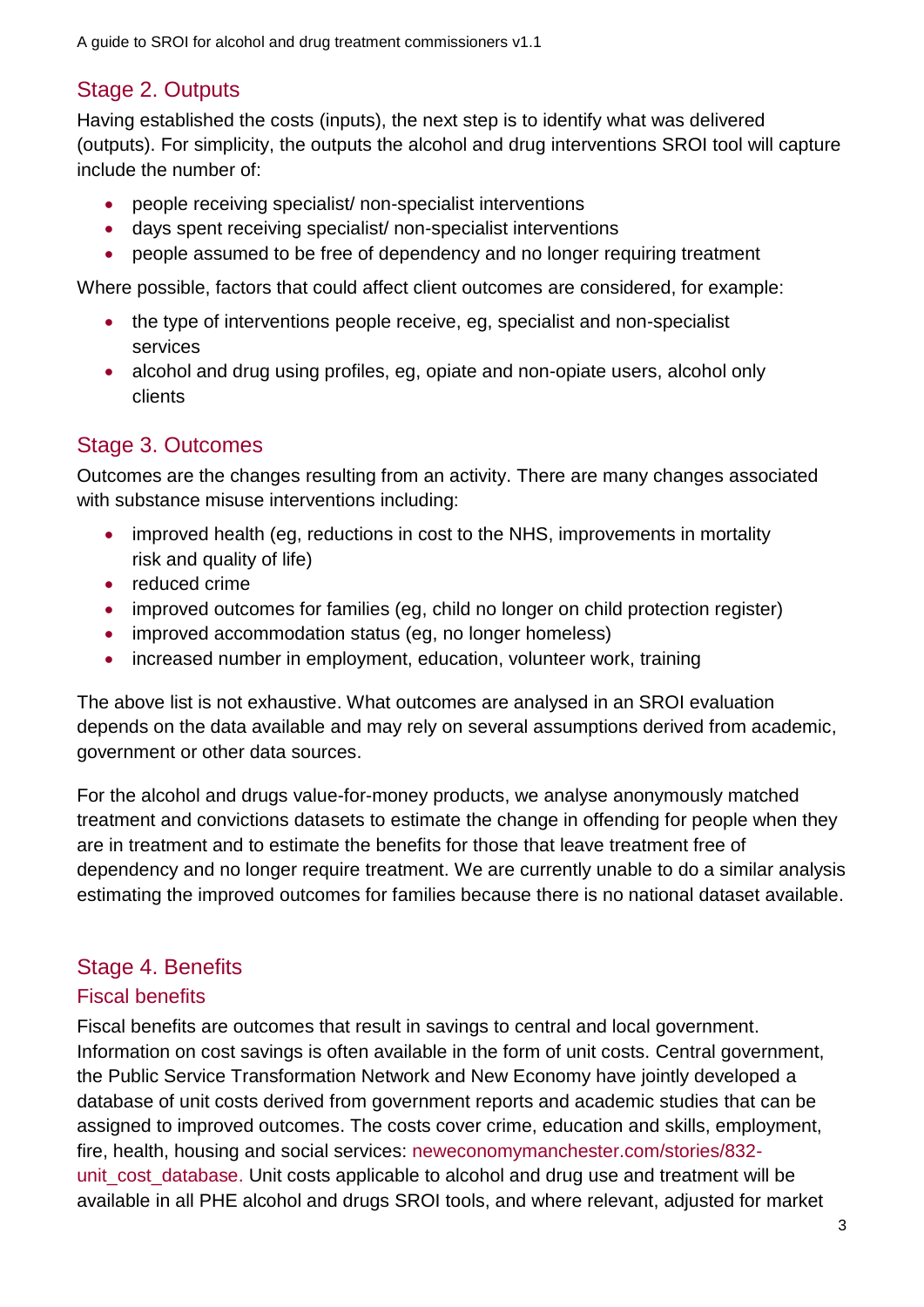## Stage 2. Outputs

Having established the costs (inputs), the next step is to identify what was delivered (outputs). For simplicity, the outputs the alcohol and drug interventions SROI tool will capture include the number of:

- people receiving specialist/ non-specialist interventions
- days spent receiving specialist/ non-specialist interventions
- people assumed to be free of dependency and no longer requiring treatment

Where possible, factors that could affect client outcomes are considered, for example:

- the type of interventions people receive, eg, specialist and non-specialist services
- alcohol and drug using profiles, eg, opiate and non-opiate users, alcohol only clients

## Stage 3. Outcomes

Outcomes are the changes resulting from an activity. There are many changes associated with substance misuse interventions including:

- improved health (eg, reductions in cost to the NHS, improvements in mortality risk and quality of life)
- reduced crime
- improved outcomes for families (eg, child no longer on child protection register)
- improved accommodation status (eg, no longer homeless)
- increased number in employment, education, volunteer work, training

The above list is not exhaustive. What outcomes are analysed in an SROI evaluation depends on the data available and may rely on several assumptions derived from academic, government or other data sources.

For the alcohol and drugs value-for-money products, we analyse anonymously matched treatment and convictions datasets to estimate the change in offending for people when they are in treatment and to estimate the benefits for those that leave treatment free of dependency and no longer require treatment. We are currently unable to do a similar analysis estimating the improved outcomes for families because there is no national dataset available.

## Stage 4. Benefits

### Fiscal benefits

Fiscal benefits are outcomes that result in savings to central and local government. Information on cost savings is often available in the form of unit costs. Central government, the Public Service Transformation Network and New Economy have jointly developed a database of unit costs derived from government reports and academic studies that can be assigned to improved outcomes. The costs cover crime, education and skills, employment, fire, health, housing and social services: neweconomymanchester.com/stories/832-unit_cost_database. Unit costs applicable to alcohol and drug use and treatment will be available in all PHE alcohol and drugs SROI tools, and where relevant, adjusted for market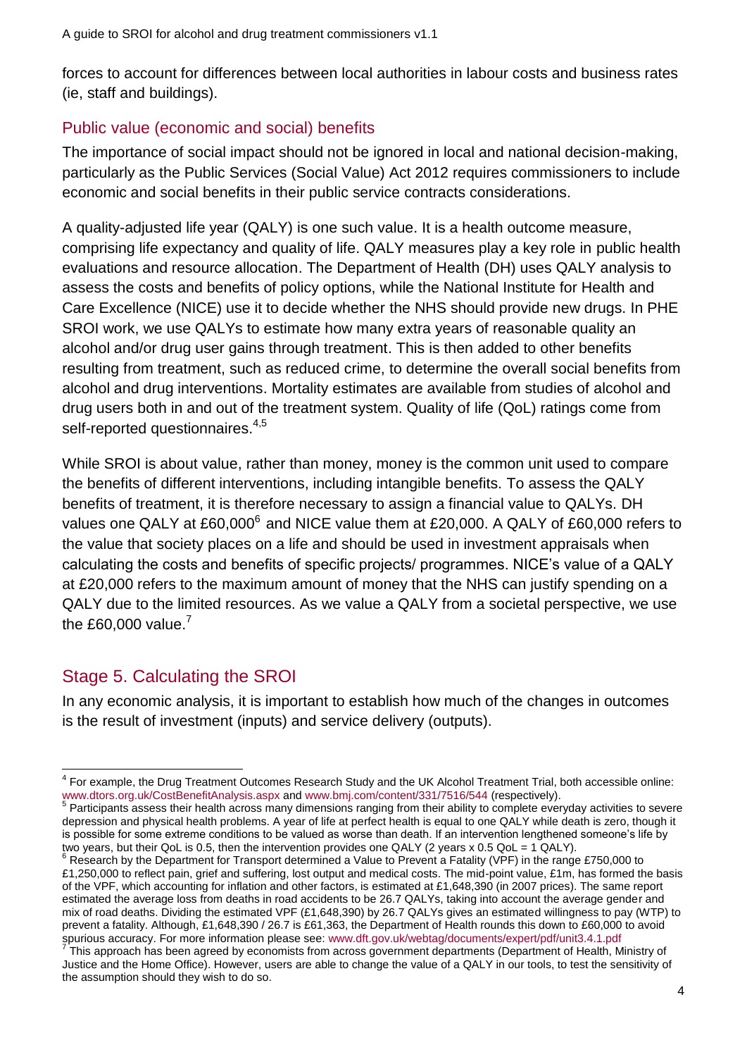forces to account for differences between local authorities in labour costs and business rates (ie, staff and buildings).

## Public value (economic and social) benefits

The importance of social impact should not be ignored in local and national decision-making, particularly as the Public Services (Social Value) Act 2012 requires commissioners to include economic and social benefits in their public service contracts considerations.

A quality-adjusted life year (QALY) is one such value. It is a health outcome measure, comprising life expectancy and quality of life. QALY measures play a key role in public health evaluations and resource allocation. The Department of Health (DH) uses QALY analysis to assess the costs and benefits of policy options, while the National Institute for Health and Care Excellence (NICE) use it to decide whether the NHS should provide new drugs. In PHE SROI work, we use QALYs to estimate how many extra years of reasonable quality an alcohol and/or drug user gains through treatment. This is then added to other benefits resulting from treatment, such as reduced crime, to determine the overall social benefits from alcohol and drug interventions. Mortality estimates are available from studies of alcohol and drug users both in and out of the treatment system. Quality of life (QoL) ratings come from self-reported questionnaires.[4,5]

While SROI is about value, rather than money, money is the common unit used to compare the benefits of different interventions, including intangible benefits. To assess the QALY benefits of treatment, it is therefore necessary to assign a financial value to QALYs. DH values one QALY at £60,000[6] and NICE value them at £20,000. A QALY of £60,000 refers to the value that society places on a life and should be used in investment appraisals when calculating the costs and benefits of specific projects/ programmes. NICE's value of a QALY at £20,000 refers to the maximum amount of money that the NHS can justify spending on a QALY due to the limited resources. As we value a QALY from a societal perspective, we use the £60,000 value.[7]

## Stage 5. Calculating the SROI

In any economic analysis, it is important to establish how much of the changes in outcomes is the result of investment (inputs) and service delivery (outputs).

---

[4] For example, the Drug Treatment Outcomes Research Study and the UK Alcohol Treatment Trial, both accessible online: www.dtors.org.uk/CostBenefitAnalysis.aspx and www.bmj.com/content/331/7516/544 (respectively).

[5] Participants assess their health across many dimensions ranging from their ability to complete everyday activities to severe depression and physical health problems. A year of life at perfect health is equal to one QALY while death is zero, though it is possible for some extreme conditions to be valued as worse than death. If an intervention lengthened someone's life by two years, but their QoL is 0.5, then the intervention provides one QALY (2 years x 0.5 QoL = 1 QALY).

[6] Research by the Department for Transport determined a Value to Prevent a Fatality (VPF) in the range £750,000 to £1,250,000 to reflect pain, grief and suffering, lost output and medical costs. The mid-point value, £1m, has formed the basis of the VPF, which accounting for inflation and other factors, is estimated at £1,648,390 (in 2007 prices). The same report estimated the average loss from deaths in road accidents to be 26.7 QALYs, taking into account the average gender and mix of road deaths. Dividing the estimated VPF (£1,648,390) by 26.7 QALYs gives an estimated willingness to pay (WTP) to prevent a fatality. Although, £1,648,390 / 26.7 is £61,363, the Department of Health rounds this down to £60,000 to avoid spurious accuracy. For more information please see: www.dft.gov.uk/webtag/documents/expert/pdf/unit3.4.1.pdf

[7] This approach has been agreed by economists from across government departments (Department of Health, Ministry of Justice and the Home Office). However, users are able to change the value of a QALY in our tools, to test the sensitivity of the assumption should they wish to do so.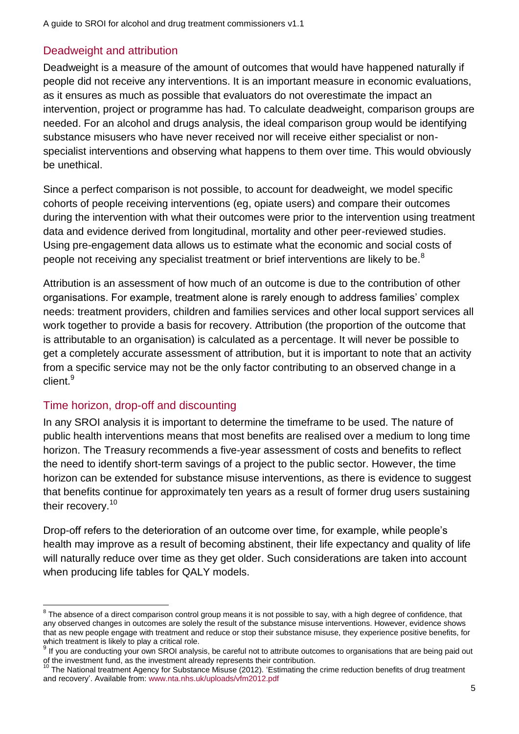## Deadweight and attribution

Deadweight is a measure of the amount of outcomes that would have happened naturally if people did not receive any interventions. It is an important measure in economic evaluations, as it ensures as much as possible that evaluators do not overestimate the impact an intervention, project or programme has had. To calculate deadweight, comparison groups are needed. For an alcohol and drugs analysis, the ideal comparison group would be identifying substance misusers who have never received nor will receive either specialist or non-specialist interventions and observing what happens to them over time. This would obviously be unethical.

Since a perfect comparison is not possible, to account for deadweight, we model specific cohorts of people receiving interventions (eg, opiate users) and compare their outcomes during the intervention with what their outcomes were prior to the intervention using treatment data and evidence derived from longitudinal, mortality and other peer-reviewed studies. Using pre-engagement data allows us to estimate what the economic and social costs of people not receiving any specialist treatment or brief interventions are likely to be.[8]

Attribution is an assessment of how much of an outcome is due to the contribution of other organisations. For example, treatment alone is rarely enough to address families' complex needs: treatment providers, children and families services and other local support services all work together to provide a basis for recovery. Attribution (the proportion of the outcome that is attributable to an organisation) is calculated as a percentage. It will never be possible to get a completely accurate assessment of attribution, but it is important to note that an activity from a specific service may not be the only factor contributing to an observed change in a client.[9]

## Time horizon, drop-off and discounting

In any SROI analysis it is important to determine the timeframe to be used. The nature of public health interventions means that most benefits are realised over a medium to long time horizon. The Treasury recommends a five-year assessment of costs and benefits to reflect the need to identify short-term savings of a project to the public sector. However, the time horizon can be extended for substance misuse interventions, as there is evidence to suggest that benefits continue for approximately ten years as a result of former drug users sustaining their recovery.[10]

Drop-off refers to the deterioration of an outcome over time, for example, while people's health may improve as a result of becoming abstinent, their life expectancy and quality of life will naturally reduce over time as they get older. Such considerations are taken into account when producing life tables for QALY models.

---

[8] The absence of a direct comparison control group means it is not possible to say, with a high degree of confidence, that any observed changes in outcomes are solely the result of the substance misuse interventions. However, evidence shows that as new people engage with treatment and reduce or stop their substance misuse, they experience positive benefits, for which treatment is likely to play a critical role.

[9] If you are conducting your own SROI analysis, be careful not to attribute outcomes to organisations that are being paid out of the investment fund, as the investment already represents their contribution.

[10] The National treatment Agency for Substance Misuse (2012). 'Estimating the crime reduction benefits of drug treatment and recovery'. Available from: www.nta.nhs.uk/uploads/vfm2012.pdf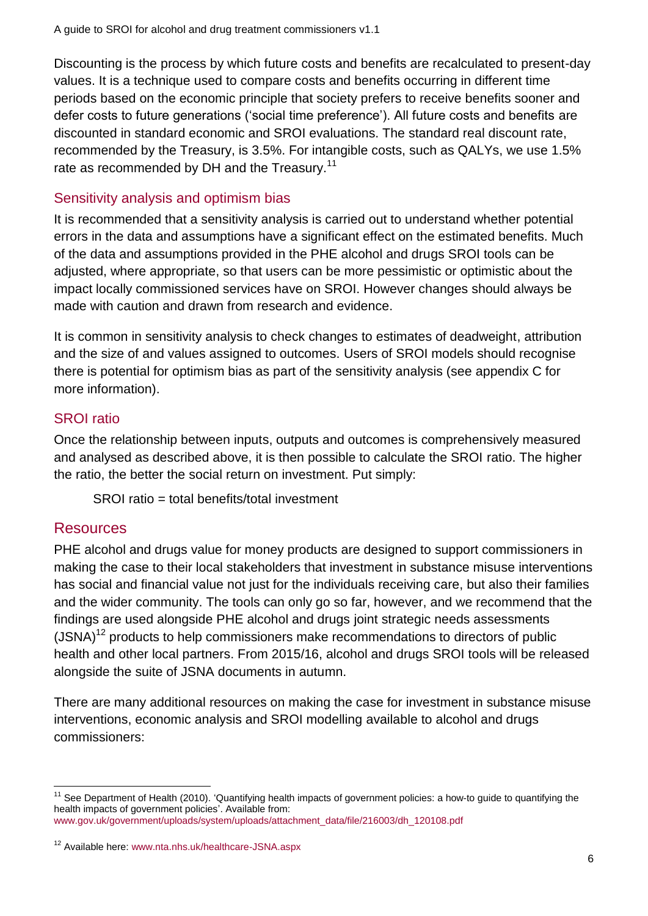Discounting is the process by which future costs and benefits are recalculated to present-day values. It is a technique used to compare costs and benefits occurring in different time periods based on the economic principle that society prefers to receive benefits sooner and defer costs to future generations ('social time preference'). All future costs and benefits are discounted in standard economic and SROI evaluations. The standard real discount rate, recommended by the Treasury, is 3.5%. For intangible costs, such as QALYs, we use 1.5% rate as recommended by DH and the Treasury.[11]

## Sensitivity analysis and optimism bias

It is recommended that a sensitivity analysis is carried out to understand whether potential errors in the data and assumptions have a significant effect on the estimated benefits. Much of the data and assumptions provided in the PHE alcohol and drugs SROI tools can be adjusted, where appropriate, so that users can be more pessimistic or optimistic about the impact locally commissioned services have on SROI. However changes should always be made with caution and drawn from research and evidence.

It is common in sensitivity analysis to check changes to estimates of deadweight, attribution and the size of and values assigned to outcomes. Users of SROI models should recognise there is potential for optimism bias as part of the sensitivity analysis (see appendix C for more information).

## SROI ratio

Once the relationship between inputs, outputs and outcomes is comprehensively measured and analysed as described above, it is then possible to calculate the SROI ratio. The higher the ratio, the better the social return on investment. Put simply:

SROI ratio = total benefits/total investment

# Resources

PHE alcohol and drugs value for money products are designed to support commissioners in making the case to their local stakeholders that investment in substance misuse interventions has social and financial value not just for the individuals receiving care, but also their families and the wider community. The tools can only go so far, however, and we recommend that the findings are used alongside PHE alcohol and drugs joint strategic needs assessments (JSNA)[12] products to help commissioners make recommendations to directors of public health and other local partners. From 2015/16, alcohol and drugs SROI tools will be released alongside the suite of JSNA documents in autumn.

There are many additional resources on making the case for investment in substance misuse interventions, economic analysis and SROI modelling available to alcohol and drugs commissioners:

---

[11] See Department of Health (2010). 'Quantifying health impacts of government policies: a how-to guide to quantifying the health impacts of government policies'. Available from: www.gov.uk/government/uploads/system/uploads/attachment_data/file/216003/dh_120108.pdf

[12] Available here: www.nta.nhs.uk/healthcare-JSNA.aspx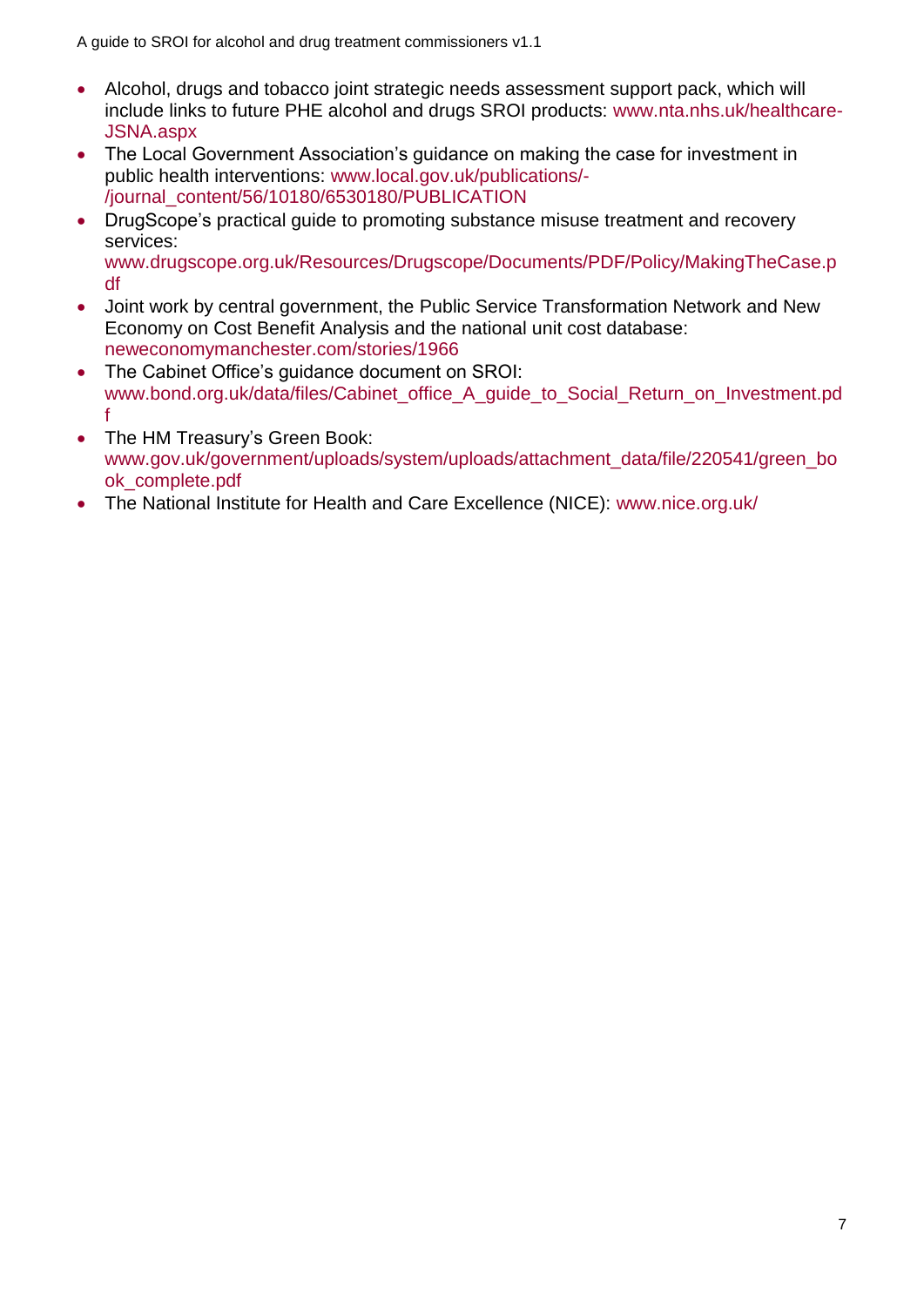- Alcohol, drugs and tobacco joint strategic needs assessment support pack, which will include links to future PHE alcohol and drugs SROI products: www.nta.nhs.uk/healthcare-JSNA.aspx
- The Local Government Association's guidance on making the case for investment in public health interventions: www.local.gov.uk/publications/-/journal_content/56/10180/6530180/PUBLICATION
- DrugScope's practical guide to promoting substance misuse treatment and recovery services: www.drugscope.org.uk/Resources/Drugscope/Documents/PDF/Policy/MakingTheCase.pdf
- Joint work by central government, the Public Service Transformation Network and New Economy on Cost Benefit Analysis and the national unit cost database: neweconomymanchester.com/stories/1966
- The Cabinet Office's guidance document on SROI: www.bond.org.uk/data/files/Cabinet_office_A_guide_to_Social_Return_on_Investment.pdf
- The HM Treasury's Green Book: www.gov.uk/government/uploads/system/uploads/attachment_data/file/220541/green_book_complete.pdf
- The National Institute for Health and Care Excellence (NICE): www.nice.org.uk/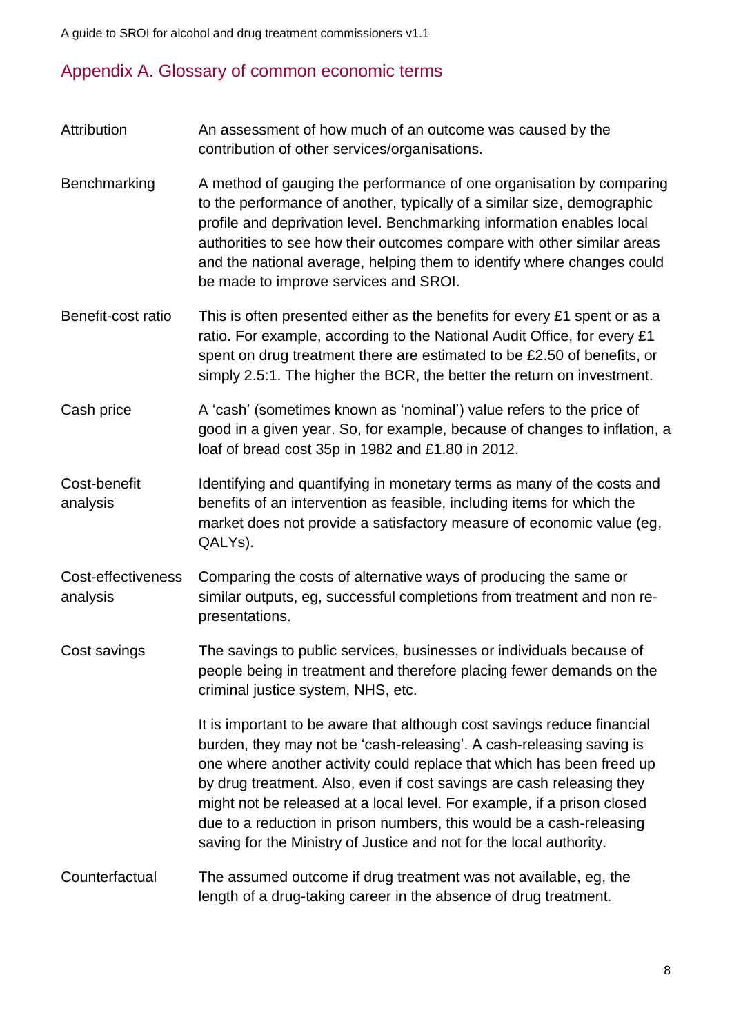## Appendix A. Glossary of common economic terms

**Attribution** An assessment of how much of an outcome was caused by the contribution of other services/organisations.

**Benchmarking** A method of gauging the performance of one organisation by comparing to the performance of another, typically of a similar size, demographic profile and deprivation level. Benchmarking information enables local authorities to see how their outcomes compare with other similar areas and the national average, helping them to identify where changes could be made to improve services and SROI.

**Benefit-cost ratio** This is often presented either as the benefits for every £1 spent or as a ratio. For example, according to the National Audit Office, for every £1 spent on drug treatment there are estimated to be £2.50 of benefits, or simply 2.5:1. The higher the BCR, the better the return on investment.

**Cash price** A 'cash' (sometimes known as 'nominal') value refers to the price of good in a given year. So, for example, because of changes to inflation, a loaf of bread cost 35p in 1982 and £1.80 in 2012.

**Cost-benefit analysis** Identifying and quantifying in monetary terms as many of the costs and benefits of an intervention as feasible, including items for which the market does not provide a satisfactory measure of economic value (eg, QALYs).

**Cost-effectiveness analysis** Comparing the costs of alternative ways of producing the same or similar outputs, eg, successful completions from treatment and non re-presentations.

**Cost savings** The savings to public services, businesses or individuals because of people being in treatment and therefore placing fewer demands on the criminal justice system, NHS, etc.

It is important to be aware that although cost savings reduce financial burden, they may not be 'cash-releasing'. A cash-releasing saving is one where another activity could replace that which has been freed up by drug treatment. Also, even if cost savings are cash releasing they might not be released at a local level. For example, if a prison closed due to a reduction in prison numbers, this would be a cash-releasing saving for the Ministry of Justice and not for the local authority.

**Counterfactual** The assumed outcome if drug treatment was not available, eg, the length of a drug-taking career in the absence of drug treatment.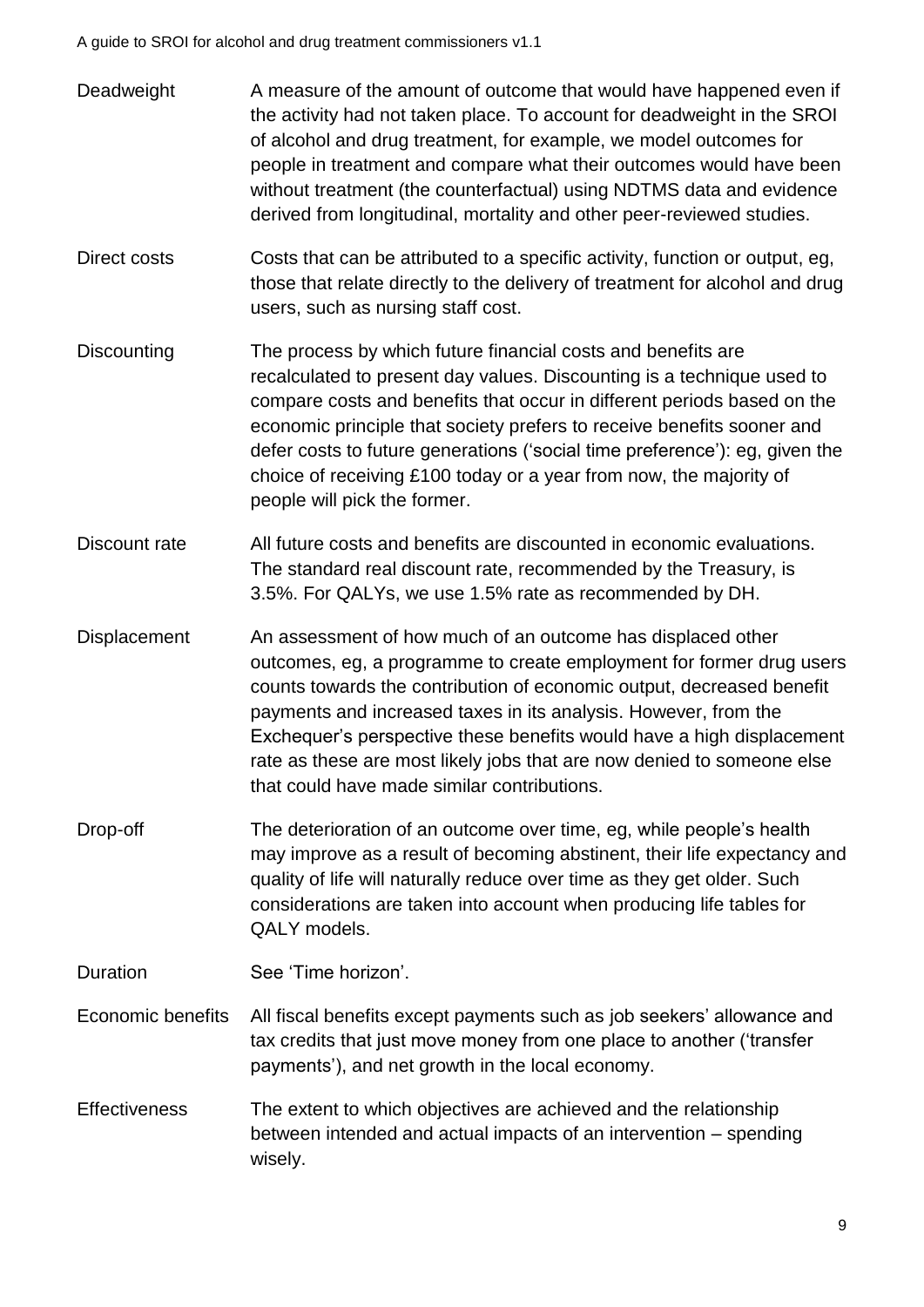**Deadweight** A measure of the amount of outcome that would have happened even if the activity had not taken place. To account for deadweight in the SROI of alcohol and drug treatment, for example, we model outcomes for people in treatment and compare what their outcomes would have been without treatment (the counterfactual) using NDTMS data and evidence derived from longitudinal, mortality and other peer-reviewed studies.

**Direct costs** Costs that can be attributed to a specific activity, function or output, eg, those that relate directly to the delivery of treatment for alcohol and drug users, such as nursing staff cost.

**Discounting** The process by which future financial costs and benefits are recalculated to present day values. Discounting is a technique used to compare costs and benefits that occur in different periods based on the economic principle that society prefers to receive benefits sooner and defer costs to future generations ('social time preference'): eg, given the choice of receiving £100 today or a year from now, the majority of people will pick the former.

**Discount rate** All future costs and benefits are discounted in economic evaluations. The standard real discount rate, recommended by the Treasury, is 3.5%. For QALYs, we use 1.5% rate as recommended by DH.

**Displacement** An assessment of how much of an outcome has displaced other outcomes, eg, a programme to create employment for former drug users counts towards the contribution of economic output, decreased benefit payments and increased taxes in its analysis. However, from the Exchequer's perspective these benefits would have a high displacement rate as these are most likely jobs that are now denied to someone else that could have made similar contributions.

**Drop-off** The deterioration of an outcome over time, eg, while people's health may improve as a result of becoming abstinent, their life expectancy and quality of life will naturally reduce over time as they get older. Such considerations are taken into account when producing life tables for QALY models.

**Duration** See 'Time horizon'.

**Economic benefits** All fiscal benefits except payments such as job seekers' allowance and tax credits that just move money from one place to another ('transfer payments'), and net growth in the local economy.

**Effectiveness** The extent to which objectives are achieved and the relationship between intended and actual impacts of an intervention – spending wisely.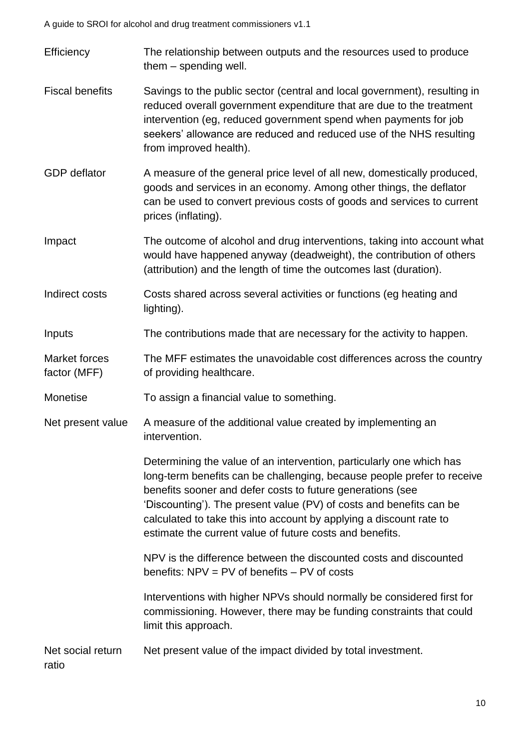| | |
|---|---|
| Efficiency | The relationship between outputs and the resources used to produce them – spending well. |
| Fiscal benefits | Savings to the public sector (central and local government), resulting in reduced overall government expenditure that are due to the treatment intervention (eg, reduced government spend when payments for job seekers' allowance are reduced and reduced use of the NHS resulting from improved health). |
| GDP deflator | A measure of the general price level of all new, domestically produced, goods and services in an economy. Among other things, the deflator can be used to convert previous costs of goods and services to current prices (inflating). |
| Impact | The outcome of alcohol and drug interventions, taking into account what would have happened anyway (deadweight), the contribution of others (attribution) and the length of time the outcomes last (duration). |
| Indirect costs | Costs shared across several activities or functions (eg heating and lighting). |
| Inputs | The contributions made that are necessary for the activity to happen. |
| Market forces factor (MFF) | The MFF estimates the unavoidable cost differences across the country of providing healthcare. |
| Monetise | To assign a financial value to something. |
| Net present value | A measure of the additional value created by implementing an intervention.<br><br>Determining the value of an intervention, particularly one which has long-term benefits can be challenging, because people prefer to receive benefits sooner and defer costs to future generations (see 'Discounting'). The present value (PV) of costs and benefits can be calculated to take this into account by applying a discount rate to estimate the current value of future costs and benefits.<br><br>NPV is the difference between the discounted costs and discounted benefits: NPV = PV of benefits – PV of costs<br><br>Interventions with higher NPVs should normally be considered first for commissioning. However, there may be funding constraints that could limit this approach. |
| Net social return ratio | Net present value of the impact divided by total investment. |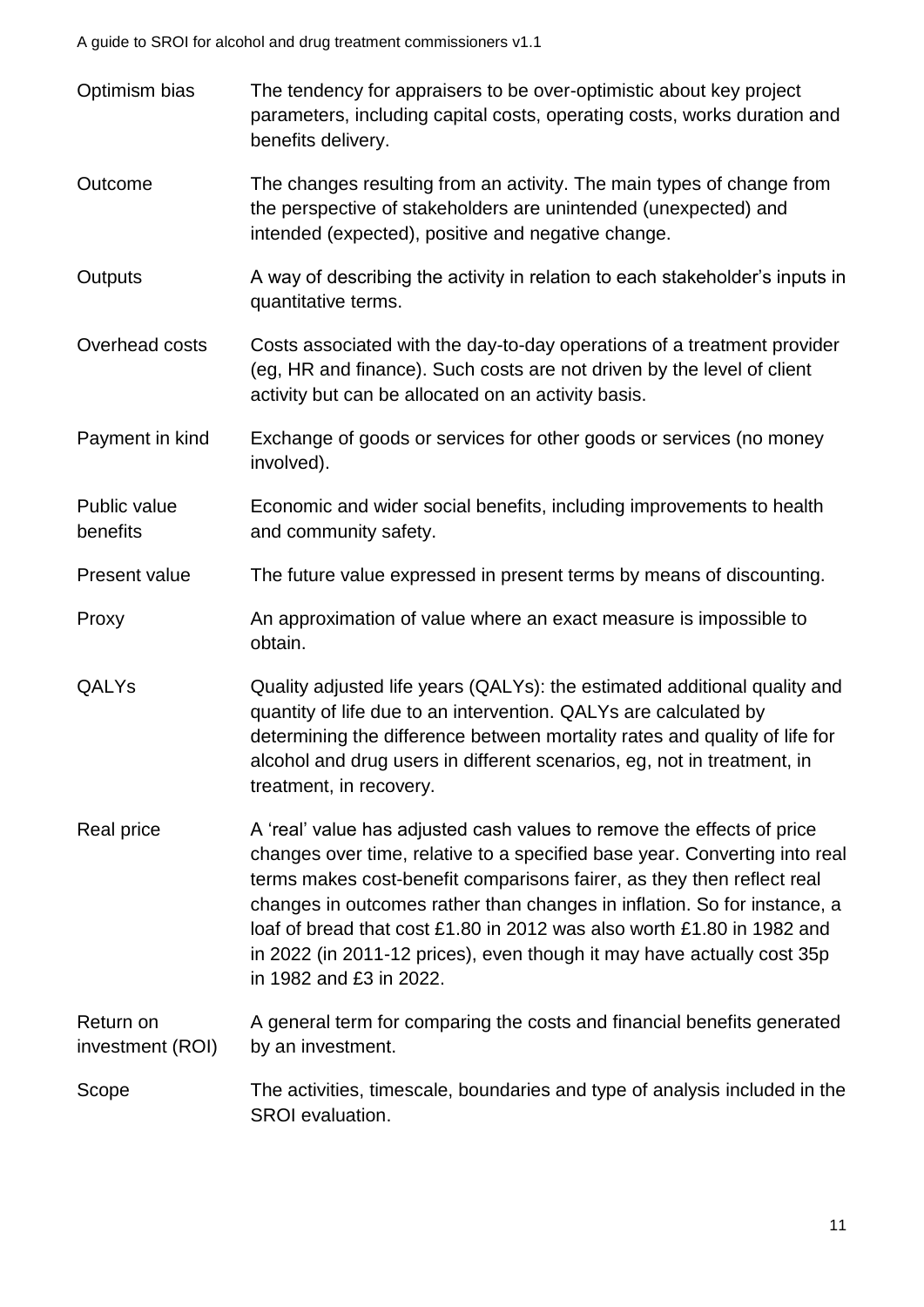| | |
|---|---|
| Optimism bias | The tendency for appraisers to be over-optimistic about key project parameters, including capital costs, operating costs, works duration and benefits delivery. |
| Outcome | The changes resulting from an activity. The main types of change from the perspective of stakeholders are unintended (unexpected) and intended (expected), positive and negative change. |
| Outputs | A way of describing the activity in relation to each stakeholder's inputs in quantitative terms. |
| Overhead costs | Costs associated with the day-to-day operations of a treatment provider (eg, HR and finance). Such costs are not driven by the level of client activity but can be allocated on an activity basis. |
| Payment in kind | Exchange of goods or services for other goods or services (no money involved). |
| Public value benefits | Economic and wider social benefits, including improvements to health and community safety. |
| Present value | The future value expressed in present terms by means of discounting. |
| Proxy | An approximation of value where an exact measure is impossible to obtain. |
| QALYs | Quality adjusted life years (QALYs): the estimated additional quality and quantity of life due to an intervention. QALYs are calculated by determining the difference between mortality rates and quality of life for alcohol and drug users in different scenarios, eg, not in treatment, in treatment, in recovery. |
| Real price | A 'real' value has adjusted cash values to remove the effects of price changes over time, relative to a specified base year. Converting into real terms makes cost-benefit comparisons fairer, as they then reflect real changes in outcomes rather than changes in inflation. So for instance, a loaf of bread that cost £1.80 in 2012 was also worth £1.80 in 1982 and in 2022 (in 2011-12 prices), even though it may have actually cost 35p in 1982 and £3 in 2022. |
| Return on investment (ROI) | A general term for comparing the costs and financial benefits generated by an investment. |
| Scope | The activities, timescale, boundaries and type of analysis included in the SROI evaluation. |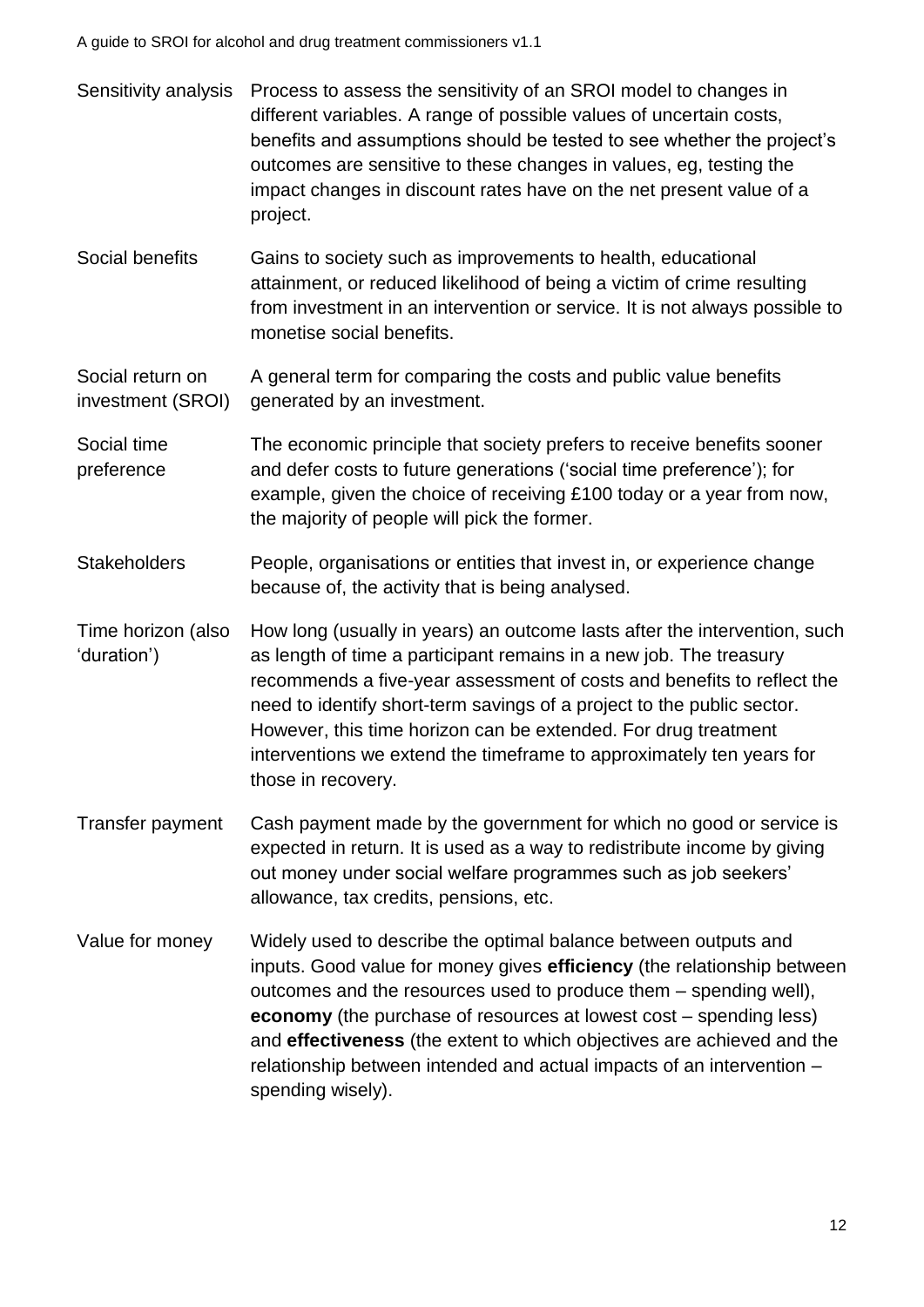| | |
|---|---|
| Sensitivity analysis | Process to assess the sensitivity of an SROI model to changes in different variables. A range of possible values of uncertain costs, benefits and assumptions should be tested to see whether the project's outcomes are sensitive to these changes in values, eg, testing the impact changes in discount rates have on the net present value of a project. |
| Social benefits | Gains to society such as improvements to health, educational attainment, or reduced likelihood of being a victim of crime resulting from investment in an intervention or service. It is not always possible to monetise social benefits. |
| Social return on investment (SROI) | A general term for comparing the costs and public value benefits generated by an investment. |
| Social time preference | The economic principle that society prefers to receive benefits sooner and defer costs to future generations ('social time preference'); for example, given the choice of receiving £100 today or a year from now, the majority of people will pick the former. |
| Stakeholders | People, organisations or entities that invest in, or experience change because of, the activity that is being analysed. |
| Time horizon (also 'duration') | How long (usually in years) an outcome lasts after the intervention, such as length of time a participant remains in a new job. The treasury recommends a five-year assessment of costs and benefits to reflect the need to identify short-term savings of a project to the public sector. However, this time horizon can be extended. For drug treatment interventions we extend the timeframe to approximately ten years for those in recovery. |
| Transfer payment | Cash payment made by the government for which no good or service is expected in return. It is used as a way to redistribute income by giving out money under social welfare programmes such as job seekers' allowance, tax credits, pensions, etc. |
| Value for money | Widely used to describe the optimal balance between outputs and inputs. Good value for money gives **efficiency** (the relationship between outcomes and the resources used to produce them – spending well), **economy** (the purchase of resources at lowest cost – spending less) and **effectiveness** (the extent to which objectives are achieved and the relationship between intended and actual impacts of an intervention – spending wisely). |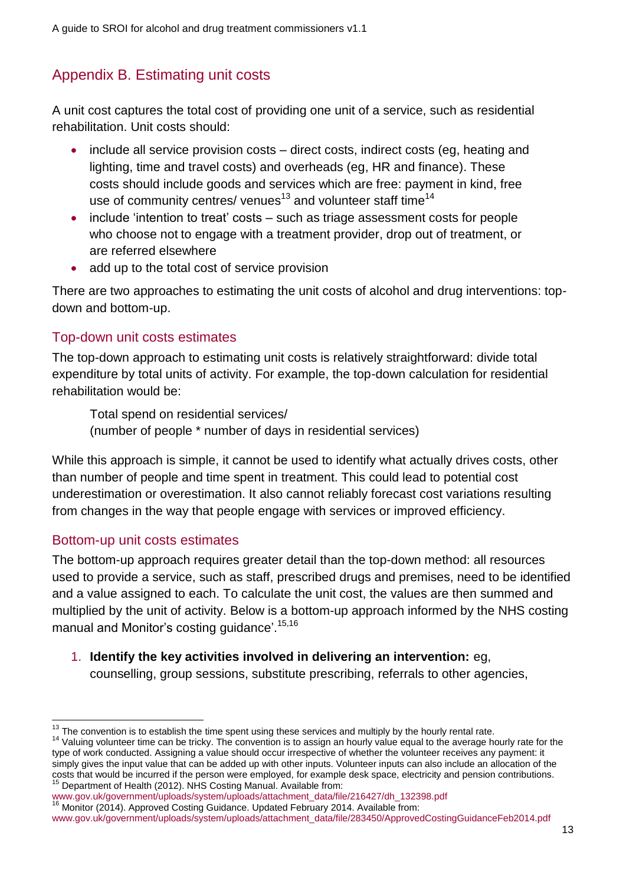## Appendix B. Estimating unit costs

A unit cost captures the total cost of providing one unit of a service, such as residential rehabilitation. Unit costs should:

- include all service provision costs – direct costs, indirect costs (eg, heating and lighting, time and travel costs) and overheads (eg, HR and finance). These costs should include goods and services which are free: payment in kind, free use of community centres/ venues[13] and volunteer staff time[14]
- include 'intention to treat' costs – such as triage assessment costs for people who choose not to engage with a treatment provider, drop out of treatment, or are referred elsewhere
- add up to the total cost of service provision

There are two approaches to estimating the unit costs of alcohol and drug interventions: top-down and bottom-up.

### Top-down unit costs estimates

The top-down approach to estimating unit costs is relatively straightforward: divide total expenditure by total units of activity. For example, the top-down calculation for residential rehabilitation would be:

> Total spend on residential services/
> (number of people * number of days in residential services)

While this approach is simple, it cannot be used to identify what actually drives costs, other than number of people and time spent in treatment. This could lead to potential cost underestimation or overestimation. It also cannot reliably forecast cost variations resulting from changes in the way that people engage with services or improved efficiency.

### Bottom-up unit costs estimates

The bottom-up approach requires greater detail than the top-down method: all resources used to provide a service, such as staff, prescribed drugs and premises, need to be identified and a value assigned to each. To calculate the unit cost, the values are then summed and multiplied by the unit of activity. Below is a bottom-up approach informed by the NHS costing manual and Monitor's costing guidance'.[15,16]

1. **Identify the key activities involved in delivering an intervention:** eg, counselling, group sessions, substitute prescribing, referrals to other agencies,

---

[13] The convention is to establish the time spent using these services and multiply by the hourly rental rate.

[14] Valuing volunteer time can be tricky. The convention is to assign an hourly value equal to the average hourly rate for the type of work conducted. Assigning a value should occur irrespective of whether the volunteer receives any payment: it simply gives the input value that can be added up with other inputs. Volunteer inputs can also include an allocation of the costs that would be incurred if the person were employed, for example desk space, electricity and pension contributions.

[15] Department of Health (2012). NHS Costing Manual. Available from: www.gov.uk/government/uploads/system/uploads/attachment_data/file/216427/dh_132398.pdf

[16] Monitor (2014). Approved Costing Guidance. Updated February 2014. Available from: www.gov.uk/government/uploads/system/uploads/attachment_data/file/283450/ApprovedCostingGuidanceFeb2014.pdf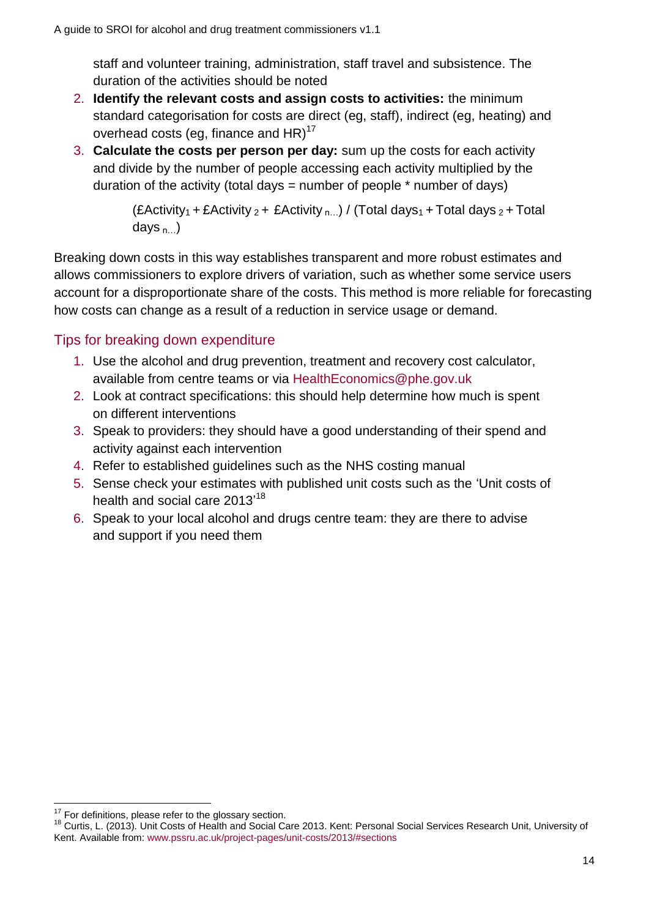staff and volunteer training, administration, staff travel and subsistence. The duration of the activities should be noted

2. **Identify the relevant costs and assign costs to activities:** the minimum standard categorisation for costs are direct (eg, staff), indirect (eg, heating) and overhead costs (eg, finance and HR)[17]
3. **Calculate the costs per person per day:** sum up the costs for each activity and divide by the number of people accessing each activity multiplied by the duration of the activity (total days = number of people * number of days)

$$(\pounds Activity_1 + \pounds Activity_2 + \pounds Activity_{n...}) / (Total\ days_1 + Total\ days_2 + Total\ days_{n...})$$

Breaking down costs in this way establishes transparent and more robust estimates and allows commissioners to explore drivers of variation, such as whether some service users account for a disproportionate share of the costs. This method is more reliable for forecasting how costs can change as a result of a reduction in service usage or demand.

## Tips for breaking down expenditure

1. Use the alcohol and drug prevention, treatment and recovery cost calculator, available from centre teams or via HealthEconomics@phe.gov.uk
2. Look at contract specifications: this should help determine how much is spent on different interventions
3. Speak to providers: they should have a good understanding of their spend and activity against each intervention
4. Refer to established guidelines such as the NHS costing manual
5. Sense check your estimates with published unit costs such as the 'Unit costs of health and social care 2013'[18]
6. Speak to your local alcohol and drugs centre team: they are there to advise and support if you need them

---

[17] For definitions, please refer to the glossary section.

[18] Curtis, L. (2013). Unit Costs of Health and Social Care 2013. Kent: Personal Social Services Research Unit, University of Kent. Available from: www.pssru.ac.uk/project-pages/unit-costs/2013/#sections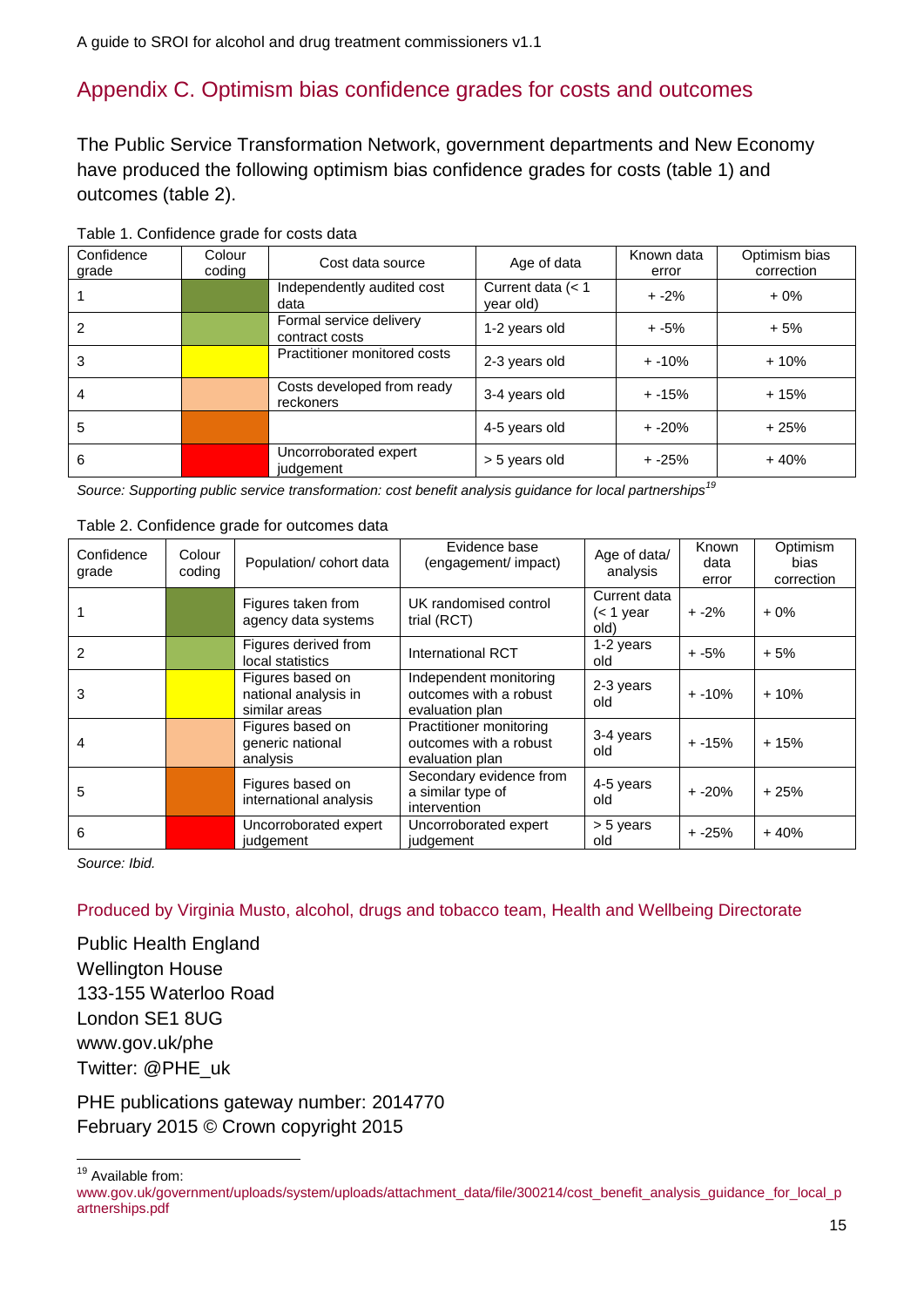## Appendix C. Optimism bias confidence grades for costs and outcomes

The Public Service Transformation Network, government departments and New Economy have produced the following optimism bias confidence grades for costs (table 1) and outcomes (table 2).

Table 1. Confidence grade for costs data

| Confidence grade | Colour coding | Cost data source | Age of data | Known data error | Optimism bias correction |
|---|---|---|---|---|---|
| 1 | | Independently audited cost data | Current data (< 1 year old) | + -2% | + 0% |
| 2 | | Formal service delivery contract costs | 1-2 years old | + -5% | + 5% |
| 3 | | Practitioner monitored costs | 2-3 years old | + -10% | + 10% |
| 4 | | Costs developed from ready reckoners | 3-4 years old | + -15% | + 15% |
| 5 | | | 4-5 years old | + -20% | + 25% |
| 6 | | Uncorroborated expert judgement | > 5 years old | + -25% | + 40% |

*Source: Supporting public service transformation: cost benefit analysis guidance for local partnerships*[19]

Table 2. Confidence grade for outcomes data

| Confidence grade | Colour coding | Population/ cohort data | Evidence base (engagement/ impact) | Age of data/ analysis | Known data error | Optimism bias correction |
|---|---|---|---|---|---|---|
| 1 | | Figures taken from agency data systems | UK randomised control trial (RCT) | Current data (< 1 year old) | + -2% | + 0% |
| 2 | | Figures derived from local statistics | International RCT | 1-2 years old | + -5% | + 5% |
| 3 | | Figures based on national analysis in similar areas | Independent monitoring outcomes with a robust evaluation plan | 2-3 years old | + -10% | + 10% |
| 4 | | Figures based on generic national analysis | Practitioner monitoring outcomes with a robust evaluation plan | 3-4 years old | + -15% | + 15% |
| 5 | | Figures based on international analysis | Secondary evidence from a similar type of intervention | 4-5 years old | + -20% | + 25% |
| 6 | | Uncorroborated expert judgement | Uncorroborated expert judgement | > 5 years old | + -25% | + 40% |

*Source: Ibid.*

Produced by Virginia Musto, alcohol, drugs and tobacco team, Health and Wellbeing Directorate

Public Health England
Wellington House
133-155 Waterloo Road
London SE1 8UG
www.gov.uk/phe
Twitter: @PHE_uk

PHE publications gateway number: 2014770
February 2015 © Crown copyright 2015

[19] Available from: www.gov.uk/government/uploads/system/uploads/attachment_data/file/300214/cost_benefit_analysis_guidance_for_local_partnerships.pdf